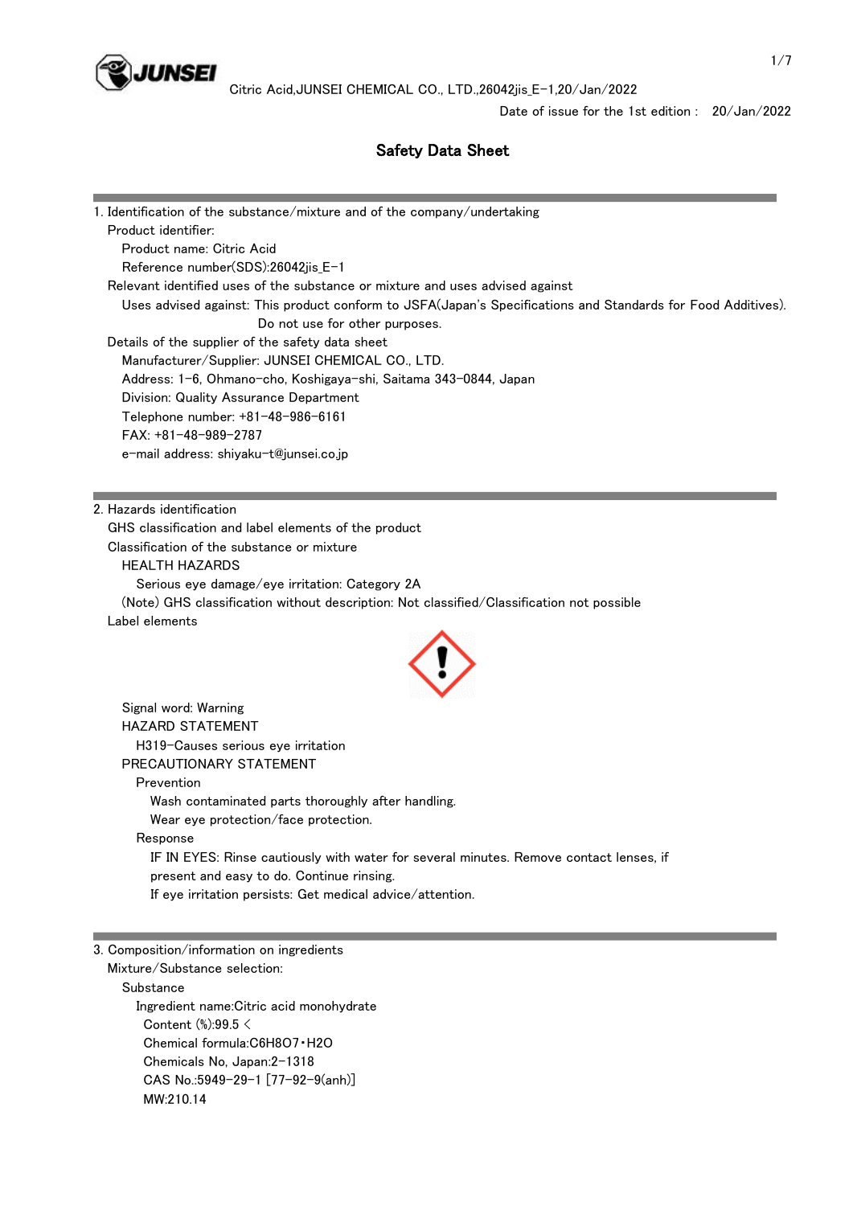Citric Acid,JUNSEI CHEMICAL CO., LTD.,26042jis_E-1,20/Jan/2022

Date of issue for the 1st edition : 20/Jan/2022

# Safety Data Sheet

## 1. Identification of the substance/mixture and of the company/undertaking

Product identifier:

Product name: Citric Acid

Reference number(SDS):26042jis_E-1

Relevant identified uses of the substance or mixture and uses advised against

Uses advised against: This product conform to JSFA(Japan's Specifications and Standards for Food Additives). Do not use for other purposes.

Details of the supplier of the safety data sheet

Manufacturer/Supplier: JUNSEI CHEMICAL CO., LTD.

Address: 1-6, Ohmano-cho, Koshigaya-shi, Saitama 343-0844, Japan

Division: Quality Assurance Department

Telephone number: +81-48-986-6161

FAX: +81-48-989-2787

e-mail address: shiyaku-t@junsei.co.jp

## 2. Hazards identification

GHS classification and label elements of the product

Classification of the substance or mixture

HEALTH HAZARDS

Serious eye damage/eye irritation: Category 2A

(Note) GHS classification without description: Not classified/Classification not possible

Label elements

Signal word: Warning

HAZARD STATEMENT

H319-Causes serious eye irritation

PRECAUTIONARY STATEMENT

Prevention

Wash contaminated parts thoroughly after handling.

Wear eye protection/face protection.

Response

IF IN EYES: Rinse cautiously with water for several minutes. Remove contact lenses, if present and easy to do. Continue rinsing.

If eye irritation persists: Get medical advice/attention.

## 3. Composition/information on ingredients

Mixture/Substance selection:

Substance

Ingredient name:Citric acid monohydrate

Content (%):99.5 <

Chemical formula:$C_6H_8O_7 \cdot H_2O$

Chemicals No, Japan:2-1318

CAS No.:5949-29-1 [77-92-9(anh)]

MW:210.14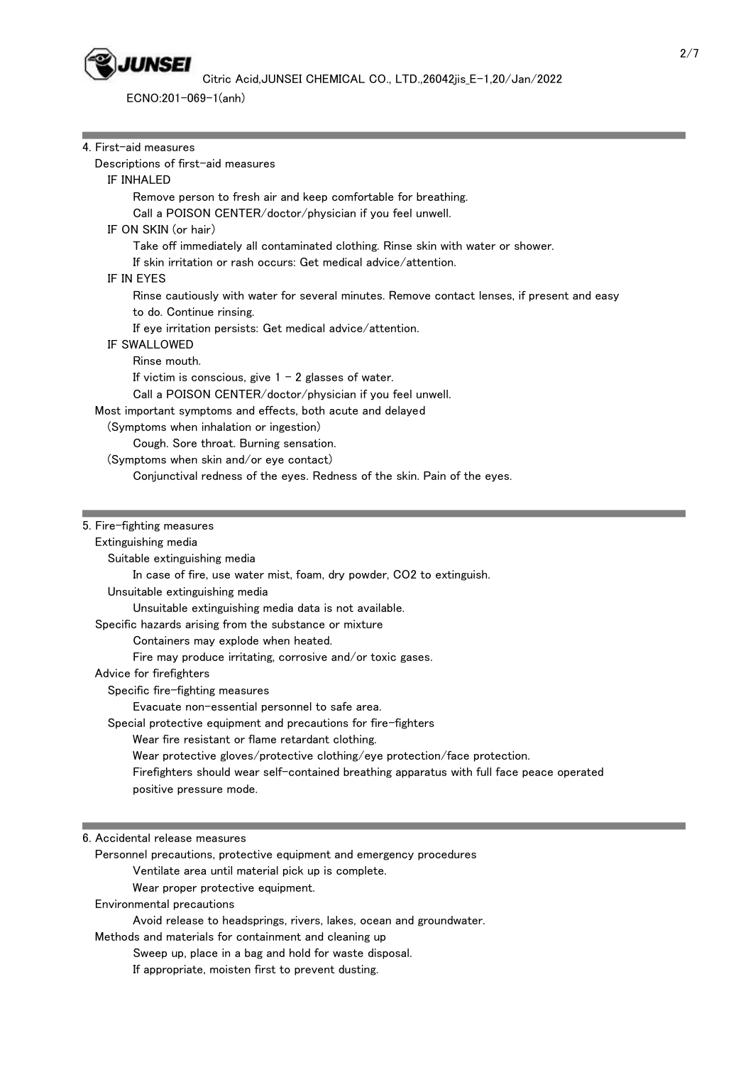## 4. First-aid measures

Descriptions of first-aid measures

IF INHALED

Remove person to fresh air and keep comfortable for breathing.
Call a POISON CENTER/doctor/physician if you feel unwell.

IF ON SKIN (or hair)

Take off immediately all contaminated clothing. Rinse skin with water or shower.
If skin irritation or rash occurs: Get medical advice/attention.

IF IN EYES

Rinse cautiously with water for several minutes. Remove contact lenses, if present and easy to do. Continue rinsing.
If eye irritation persists: Get medical advice/attention.

IF SWALLOWED

Rinse mouth.
If victim is conscious, give 1 - 2 glasses of water.
Call a POISON CENTER/doctor/physician if you feel unwell.

Most important symptoms and effects, both acute and delayed

(Symptoms when inhalation or ingestion)

Cough. Sore throat. Burning sensation.

(Symptoms when skin and/or eye contact)

Conjunctival redness of the eyes. Redness of the skin. Pain of the eyes.

## 5. Fire-fighting measures

Extinguishing media

Suitable extinguishing media

In case of fire, use water mist, foam, dry powder, $CO_2$ to extinguish.

Unsuitable extinguishing media

Unsuitable extinguishing media data is not available.

Specific hazards arising from the substance or mixture

Containers may explode when heated.
Fire may produce irritating, corrosive and/or toxic gases.

Advice for firefighters

Specific fire-fighting measures

Evacuate non-essential personnel to safe area.

Special protective equipment and precautions for fire-fighters

Wear fire resistant or flame retardant clothing.
Wear protective gloves/protective clothing/eye protection/face protection.
Firefighters should wear self-contained breathing apparatus with full face peace operated positive pressure mode.

## 6. Accidental release measures

Personnel precautions, protective equipment and emergency procedures

Ventilate area until material pick up is complete.
Wear proper protective equipment.

Environmental precautions

Avoid release to headsprings, rivers, lakes, ocean and groundwater.

Methods and materials for containment and cleaning up

Sweep up, place in a bag and hold for waste disposal.
If appropriate, moisten first to prevent dusting.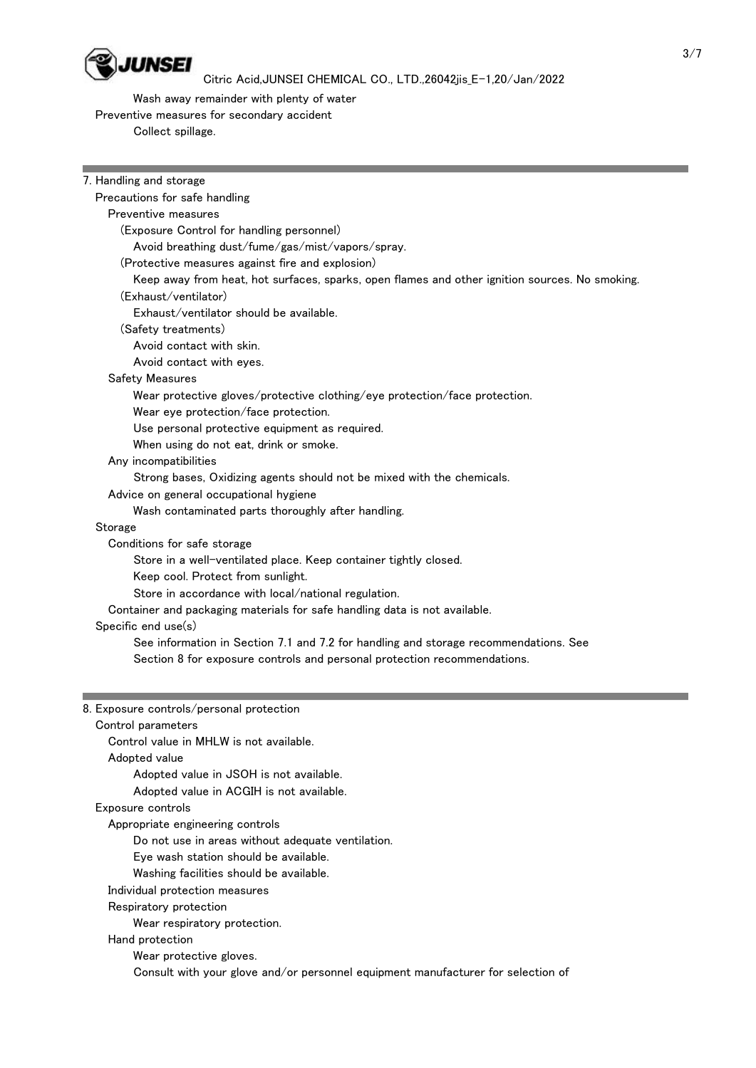Wash away remainder with plenty of water

Preventive measures for secondary accident

Collect spillage.

## 7. Handling and storage

Precautions for safe handling

Preventive measures

(Exposure Control for handling personnel)

Avoid breathing dust/fume/gas/mist/vapors/spray.

(Protective measures against fire and explosion)

Keep away from heat, hot surfaces, sparks, open flames and other ignition sources. No smoking.

(Exhaust/ventilator)

Exhaust/ventilator should be available.

(Safety treatments)

Avoid contact with skin.

Avoid contact with eyes.

Safety Measures

Wear protective gloves/protective clothing/eye protection/face protection.

Wear eye protection/face protection.

Use personal protective equipment as required.

When using do not eat, drink or smoke.

Any incompatibilities

Strong bases, Oxidizing agents should not be mixed with the chemicals.

Advice on general occupational hygiene

Wash contaminated parts thoroughly after handling.

Storage

Conditions for safe storage

Store in a well-ventilated place. Keep container tightly closed.

Keep cool. Protect from sunlight.

Store in accordance with local/national regulation.

Container and packaging materials for safe handling data is not available.

Specific end use(s)

See information in Section 7.1 and 7.2 for handling and storage recommendations. See Section 8 for exposure controls and personal protection recommendations.

## 8. Exposure controls/personal protection

Control parameters

Control value in MHLW is not available.

Adopted value

Adopted value in JSOH is not available.

Adopted value in ACGIH is not available.

Exposure controls

Appropriate engineering controls

Do not use in areas without adequate ventilation.

Eye wash station should be available.

Washing facilities should be available.

Individual protection measures

Respiratory protection

Wear respiratory protection.

Hand protection

Wear protective gloves.

Consult with your glove and/or personnel equipment manufacturer for selection of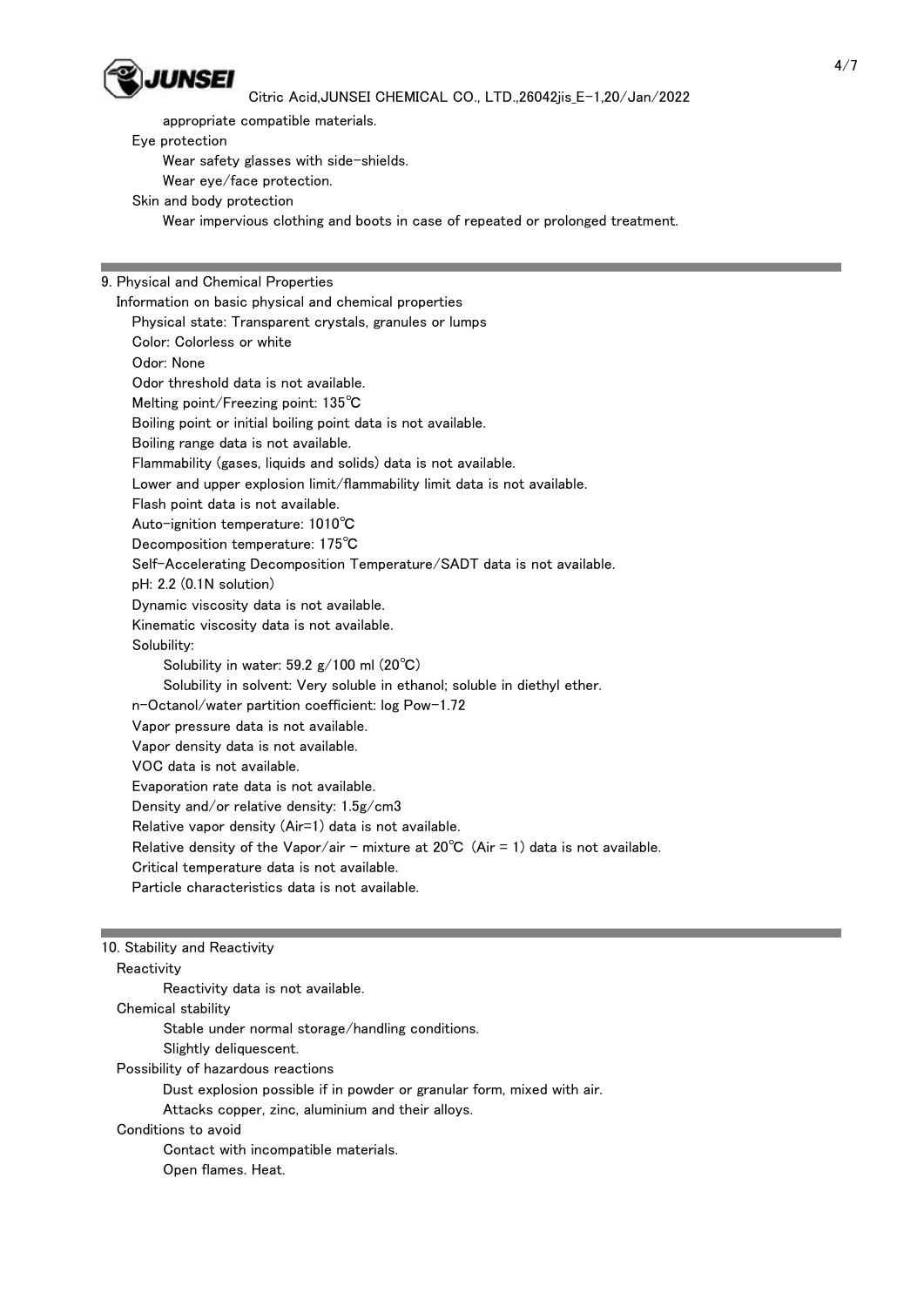appropriate compatible materials.

Eye protection

Wear safety glasses with side-shields.

Wear eye/face protection.

Skin and body protection

Wear impervious clothing and boots in case of repeated or prolonged treatment.

## 9. Physical and Chemical Properties

Information on basic physical and chemical properties

Physical state: Transparent crystals, granules or lumps

Color: Colorless or white

Odor: None

Odor threshold data is not available.

Melting point/Freezing point: 135℃

Boiling point or initial boiling point data is not available.

Boiling range data is not available.

Flammability (gases, liquids and solids) data is not available.

Lower and upper explosion limit/flammability limit data is not available.

Flash point data is not available.

Auto-ignition temperature: 1010℃

Decomposition temperature: 175℃

Self-Accelerating Decomposition Temperature/SADT data is not available.

pH: 2.2 (0.1N solution)

Dynamic viscosity data is not available.

Kinematic viscosity data is not available.

Solubility:

Solubility in water: 59.2 g/100 ml (20℃)

Solubility in solvent: Very soluble in ethanol; soluble in diethyl ether.

n-Octanol/water partition coefficient: log Pow-1.72

Vapor pressure data is not available.

Vapor density data is not available.

VOC data is not available.

Evaporation rate data is not available.

Density and/or relative density: 1.5g/cm3

Relative vapor density (Air=1) data is not available.

Relative density of the Vapor/air - mixture at 20℃ (Air = 1) data is not available.

Critical temperature data is not available.

Particle characteristics data is not available.

## 10. Stability and Reactivity

Reactivity

Reactivity data is not available.

Chemical stability

Stable under normal storage/handling conditions.

Slightly deliquescent.

Possibility of hazardous reactions

Dust explosion possible if in powder or granular form, mixed with air.

Attacks copper, zinc, aluminium and their alloys.

Conditions to avoid

Contact with incompatible materials.

Open flames. Heat.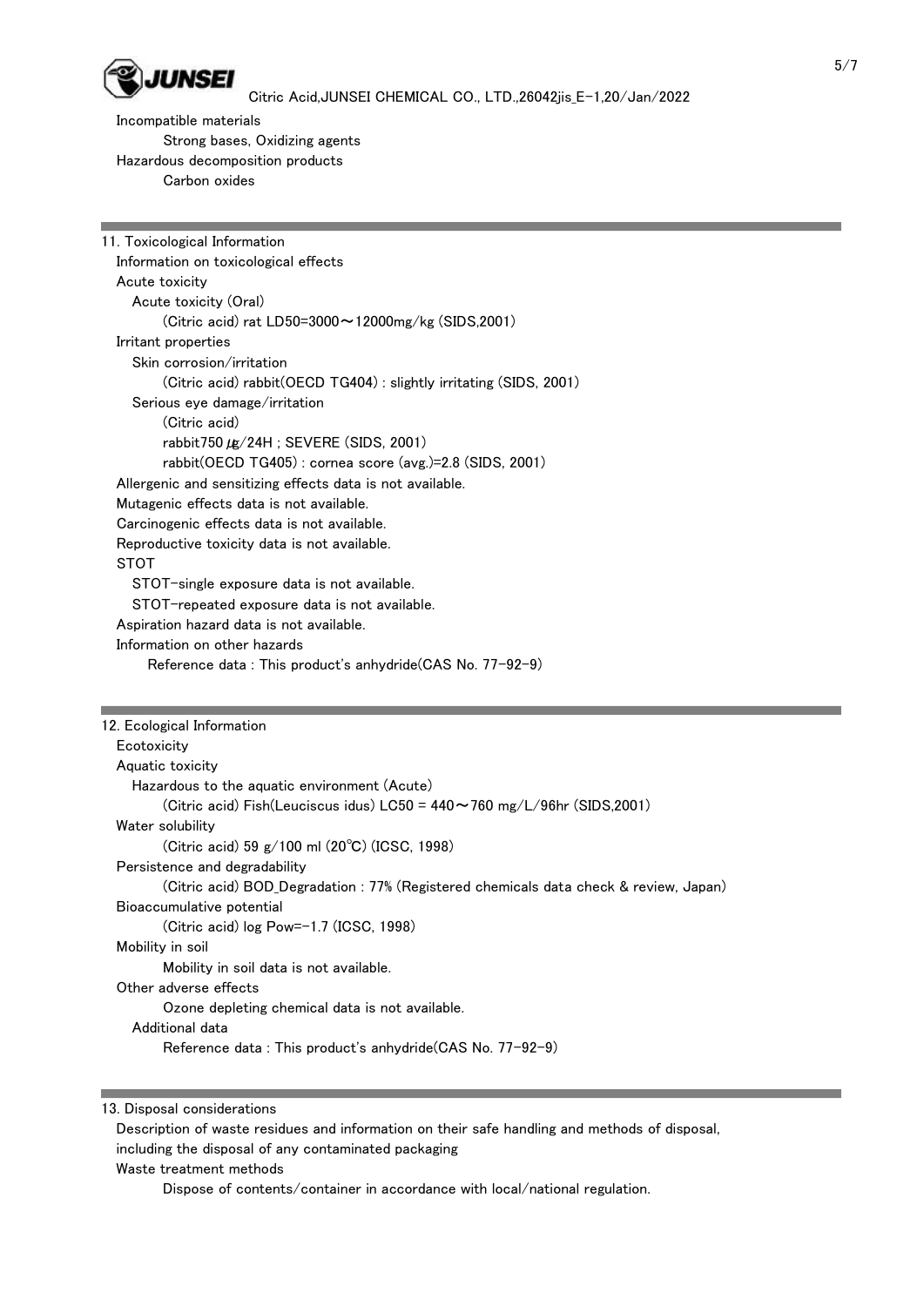Incompatible materials

Strong bases, Oxidizing agents

Hazardous decomposition products

Carbon oxides

## 11. Toxicological Information

Information on toxicological effects

Acute toxicity

Acute toxicity (Oral)

(Citric acid) rat LD50=3000～12000mg/kg (SIDS,2001)

Irritant properties

Skin corrosion/irritation

(Citric acid) rabbit(OECD TG404) : slightly irritating (SIDS, 2001)

Serious eye damage/irritation

(Citric acid)

rabbit750 μg/24H ; SEVERE (SIDS, 2001)

rabbit(OECD TG405) : cornea score (avg.)=2.8 (SIDS, 2001)

Allergenic and sensitizing effects data is not available.

Mutagenic effects data is not available.

Carcinogenic effects data is not available.

Reproductive toxicity data is not available.

STOT

STOT-single exposure data is not available.

STOT-repeated exposure data is not available.

Aspiration hazard data is not available.

Information on other hazards

Reference data : This product's anhydride(CAS No. 77-92-9)

## 12. Ecological Information

Ecotoxicity

Aquatic toxicity

Hazardous to the aquatic environment (Acute)

(Citric acid) Fish(Leuciscus idus) LC50 = 440～760 mg/L/96hr (SIDS,2001)

Water solubility

(Citric acid) 59 g/100 ml (20℃) (ICSC, 1998)

Persistence and degradability

(Citric acid) BOD_Degradation : 77% (Registered chemicals data check & review, Japan)

Bioaccumulative potential

(Citric acid) log Pow=-1.7 (ICSC, 1998)

Mobility in soil

Mobility in soil data is not available.

Other adverse effects

Ozone depleting chemical data is not available.

Additional data

Reference data : This product's anhydride(CAS No. 77-92-9)

## 13. Disposal considerations

Description of waste residues and information on their safe handling and methods of disposal, including the disposal of any contaminated packaging

Waste treatment methods

Dispose of contents/container in accordance with local/national regulation.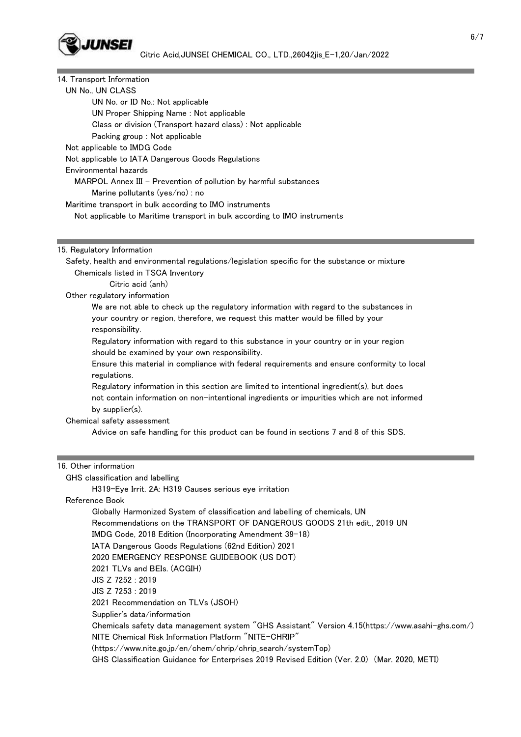## 14. Transport Information

UN No., UN CLASS

UN No. or ID No.: Not applicable

UN Proper Shipping Name : Not applicable

Class or division (Transport hazard class) : Not applicable

Packing group : Not applicable

Not applicable to IMDG Code

Not applicable to IATA Dangerous Goods Regulations

Environmental hazards

MARPOL Annex III - Prevention of pollution by harmful substances

Marine pollutants (yes/no) : no

Maritime transport in bulk according to IMO instruments

Not applicable to Maritime transport in bulk according to IMO instruments

## 15. Regulatory Information

Safety, health and environmental regulations/legislation specific for the substance or mixture

Chemicals listed in TSCA Inventory

Citric acid (anh)

Other regulatory information

We are not able to check up the regulatory information with regard to the substances in your country or region, therefore, we request this matter would be filled by your responsibility.

Regulatory information with regard to this substance in your country or in your region should be examined by your own responsibility.

Ensure this material in compliance with federal requirements and ensure conformity to local regulations.

Regulatory information in this section are limited to intentional ingredient(s), but does not contain information on non-intentional ingredients or impurities which are not informed by supplier(s).

Chemical safety assessment

Advice on safe handling for this product can be found in sections 7 and 8 of this SDS.

## 16. Other information

GHS classification and labelling

H319-Eye Irrit. 2A: H319 Causes serious eye irritation

Reference Book

Globally Harmonized System of classification and labelling of chemicals, UN

Recommendations on the TRANSPORT OF DANGEROUS GOODS 21th edit., 2019 UN

IMDG Code, 2018 Edition (Incorporating Amendment 39-18)

IATA Dangerous Goods Regulations (62nd Edition) 2021

2020 EMERGENCY RESPONSE GUIDEBOOK (US DOT)

2021 TLVs and BEIs. (ACGIH)

JIS Z 7252 : 2019

JIS Z 7253 : 2019

2021 Recommendation on TLVs (JSOH)

Supplier's data/information

Chemicals safety data management system "GHS Assistant" Version 4.15(https://www.asahi-ghs.com/)

NITE Chemical Risk Information Platform "NITE-CHRIP"

(https://www.nite.go.jp/en/chem/chrip/chrip_search/systemTop)

GHS Classification Guidance for Enterprises 2019 Revised Edition (Ver. 2.0) (Mar. 2020, METI)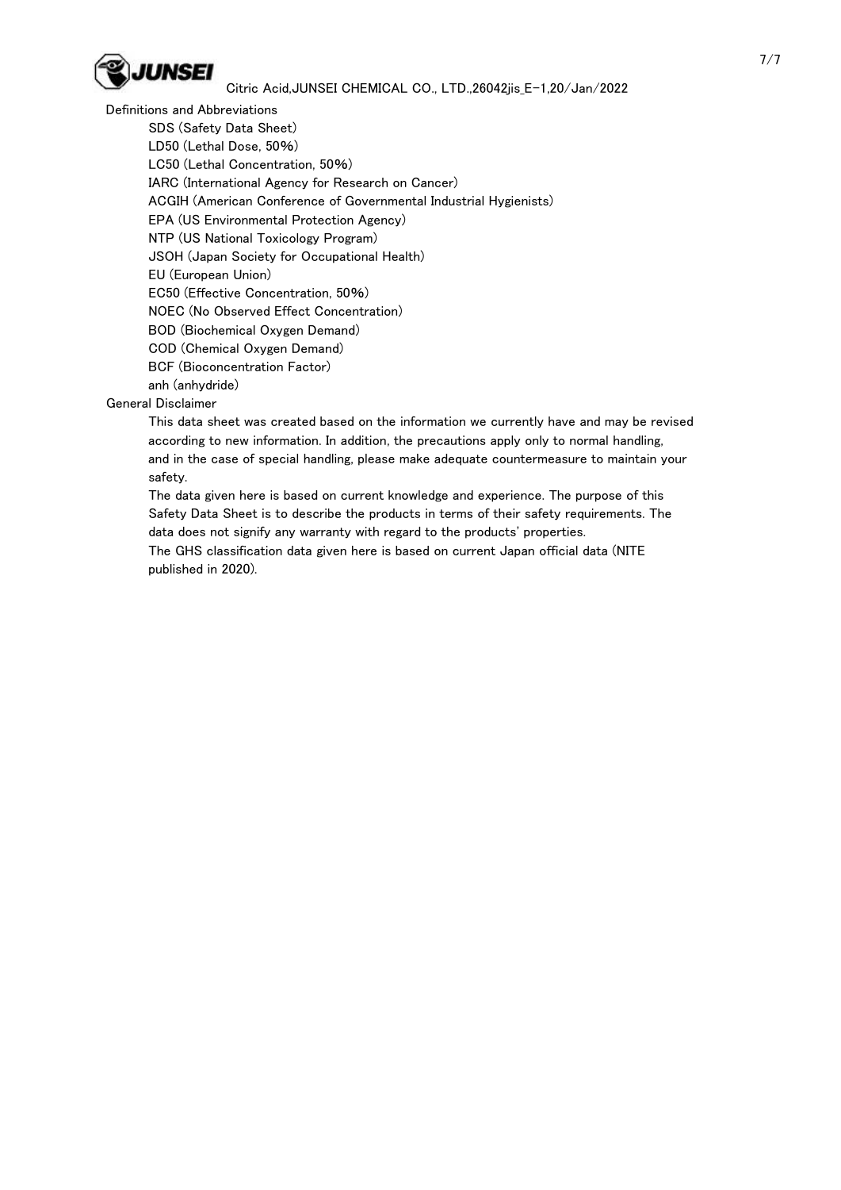Definitions and Abbreviations

- SDS (Safety Data Sheet)
- LD50 (Lethal Dose, 50%)
- LC50 (Lethal Concentration, 50%)
- IARC (International Agency for Research on Cancer)
- ACGIH (American Conference of Governmental Industrial Hygienists)
- EPA (US Environmental Protection Agency)
- NTP (US National Toxicology Program)
- JSOH (Japan Society for Occupational Health)
- EU (European Union)
- EC50 (Effective Concentration, 50%)
- NOEC (No Observed Effect Concentration)
- BOD (Biochemical Oxygen Demand)
- COD (Chemical Oxygen Demand)
- BCF (Bioconcentration Factor)
- anh (anhydride)

General Disclaimer

This data sheet was created based on the information we currently have and may be revised according to new information. In addition, the precautions apply only to normal handling, and in the case of special handling, please make adequate countermeasure to maintain your safety.

The data given here is based on current knowledge and experience. The purpose of this Safety Data Sheet is to describe the products in terms of their safety requirements. The data does not signify any warranty with regard to the products' properties.

The GHS classification data given here is based on current Japan official data (NITE published in 2020).